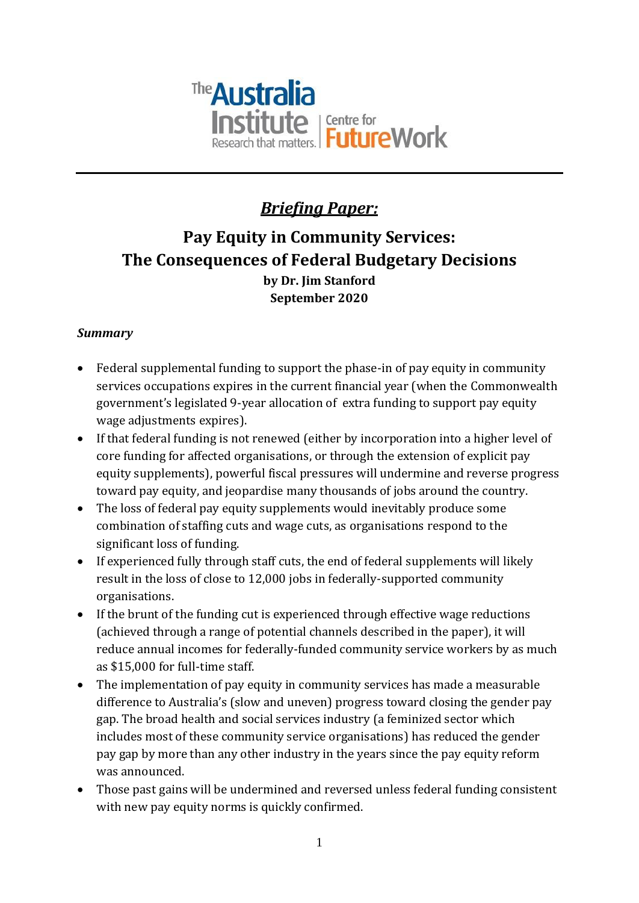The Australia Institute — Research that matters. | Centre for Future Work

## *Briefing Paper:*

# Pay Equity in Community Services: The Consequences of Federal Budgetary Decisions

**by Dr. Jim Stanford**
**September 2020**

### *Summary*

- Federal supplemental funding to support the phase-in of pay equity in community services occupations expires in the current financial year (when the Commonwealth government's legislated 9-year allocation of extra funding to support pay equity wage adjustments expires).
- If that federal funding is not renewed (either by incorporation into a higher level of core funding for affected organisations, or through the extension of explicit pay equity supplements), powerful fiscal pressures will undermine and reverse progress toward pay equity, and jeopardise many thousands of jobs around the country.
- The loss of federal pay equity supplements would inevitably produce some combination of staffing cuts and wage cuts, as organisations respond to the significant loss of funding.
- If experienced fully through staff cuts, the end of federal supplements will likely result in the loss of close to 12,000 jobs in federally-supported community organisations.
- If the brunt of the funding cut is experienced through effective wage reductions (achieved through a range of potential channels described in the paper), it will reduce annual incomes for federally-funded community service workers by as much as $15,000 for full-time staff.
- The implementation of pay equity in community services has made a measurable difference to Australia's (slow and uneven) progress toward closing the gender pay gap. The broad health and social services industry (a feminized sector which includes most of these community service organisations) has reduced the gender pay gap by more than any other industry in the years since the pay equity reform was announced.
- Those past gains will be undermined and reversed unless federal funding consistent with new pay equity norms is quickly confirmed.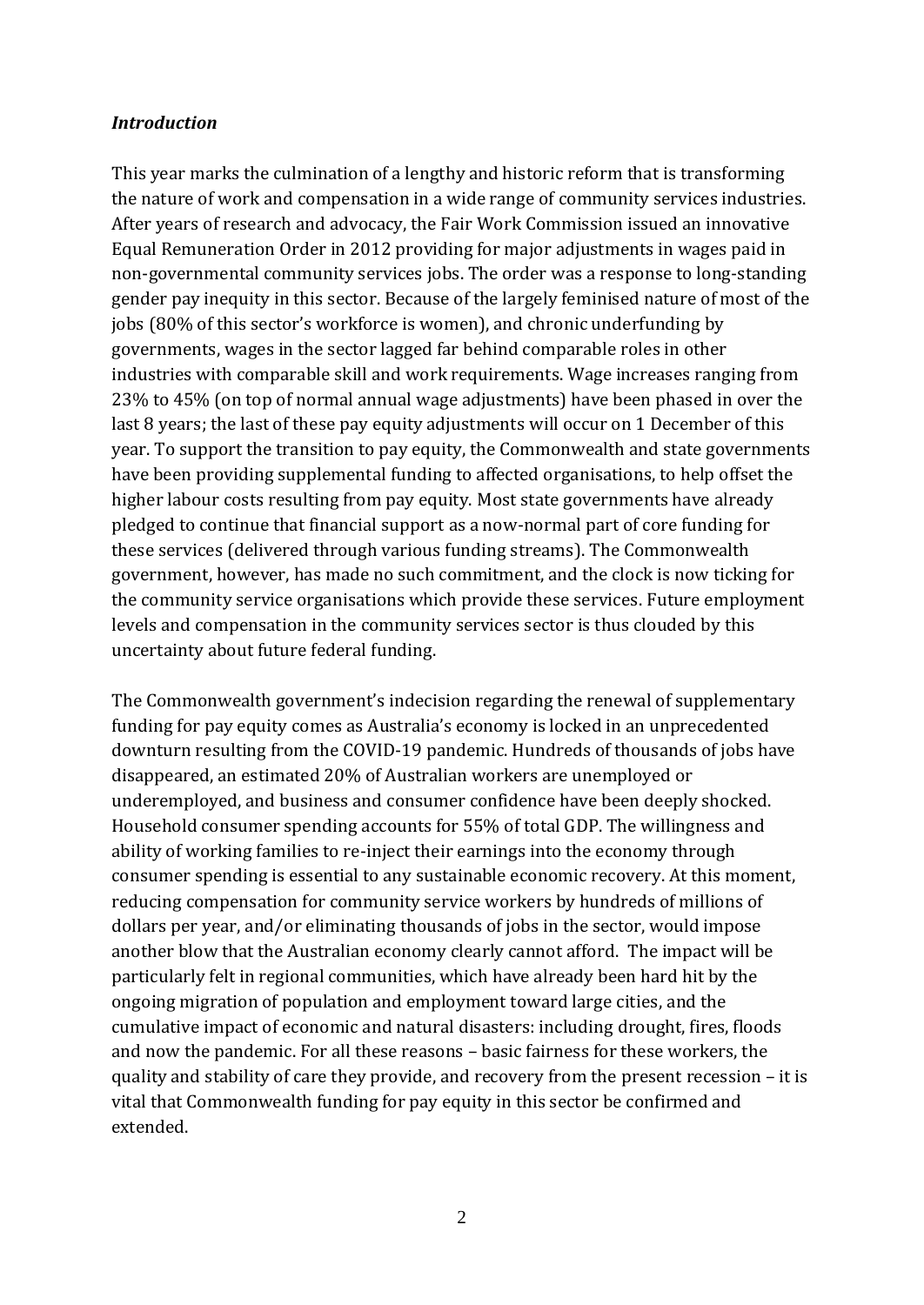### *Introduction*

This year marks the culmination of a lengthy and historic reform that is transforming the nature of work and compensation in a wide range of community services industries. After years of research and advocacy, the Fair Work Commission issued an innovative Equal Remuneration Order in 2012 providing for major adjustments in wages paid in non-governmental community services jobs. The order was a response to long-standing gender pay inequity in this sector. Because of the largely feminised nature of most of the jobs (80% of this sector's workforce is women), and chronic underfunding by governments, wages in the sector lagged far behind comparable roles in other industries with comparable skill and work requirements. Wage increases ranging from 23% to 45% (on top of normal annual wage adjustments) have been phased in over the last 8 years; the last of these pay equity adjustments will occur on 1 December of this year. To support the transition to pay equity, the Commonwealth and state governments have been providing supplemental funding to affected organisations, to help offset the higher labour costs resulting from pay equity. Most state governments have already pledged to continue that financial support as a now-normal part of core funding for these services (delivered through various funding streams). The Commonwealth government, however, has made no such commitment, and the clock is now ticking for the community service organisations which provide these services. Future employment levels and compensation in the community services sector is thus clouded by this uncertainty about future federal funding.

The Commonwealth government's indecision regarding the renewal of supplementary funding for pay equity comes as Australia's economy is locked in an unprecedented downturn resulting from the COVID-19 pandemic. Hundreds of thousands of jobs have disappeared, an estimated 20% of Australian workers are unemployed or underemployed, and business and consumer confidence have been deeply shocked. Household consumer spending accounts for 55% of total GDP. The willingness and ability of working families to re-inject their earnings into the economy through consumer spending is essential to any sustainable economic recovery. At this moment, reducing compensation for community service workers by hundreds of millions of dollars per year, and/or eliminating thousands of jobs in the sector, would impose another blow that the Australian economy clearly cannot afford. The impact will be particularly felt in regional communities, which have already been hard hit by the ongoing migration of population and employment toward large cities, and the cumulative impact of economic and natural disasters: including drought, fires, floods and now the pandemic. For all these reasons – basic fairness for these workers, the quality and stability of care they provide, and recovery from the present recession – it is vital that Commonwealth funding for pay equity in this sector be confirmed and extended.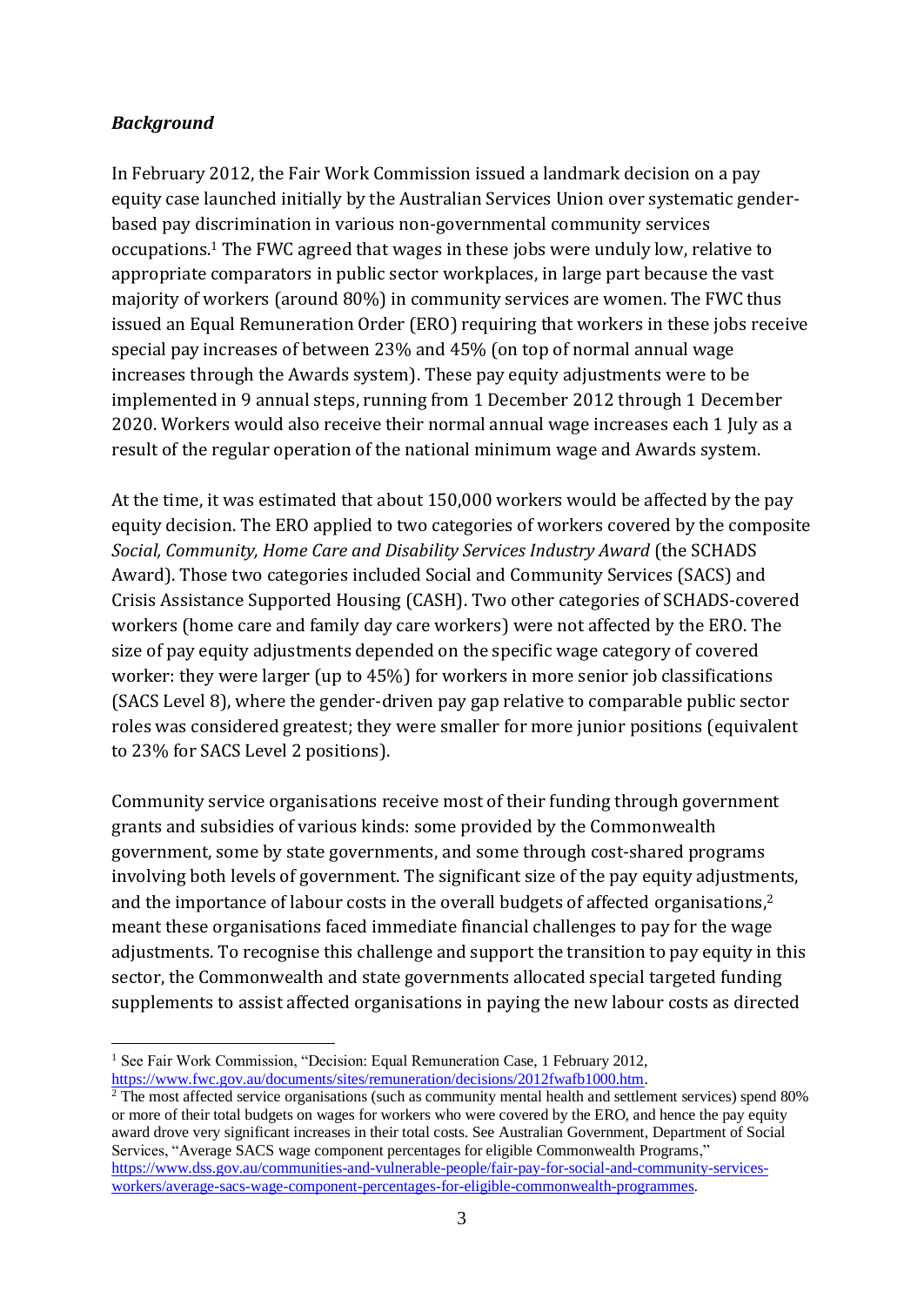***Background***

In February 2012, the Fair Work Commission issued a landmark decision on a pay equity case launched initially by the Australian Services Union over systematic gender-based pay discrimination in various non-governmental community services occupations.[1] The FWC agreed that wages in these jobs were unduly low, relative to appropriate comparators in public sector workplaces, in large part because the vast majority of workers (around 80%) in community services are women. The FWC thus issued an Equal Remuneration Order (ERO) requiring that workers in these jobs receive special pay increases of between 23% and 45% (on top of normal annual wage increases through the Awards system). These pay equity adjustments were to be implemented in 9 annual steps, running from 1 December 2012 through 1 December 2020. Workers would also receive their normal annual wage increases each 1 July as a result of the regular operation of the national minimum wage and Awards system.

At the time, it was estimated that about 150,000 workers would be affected by the pay equity decision. The ERO applied to two categories of workers covered by the composite *Social, Community, Home Care and Disability Services Industry Award* (the SCHADS Award). Those two categories included Social and Community Services (SACS) and Crisis Assistance Supported Housing (CASH). Two other categories of SCHADS-covered workers (home care and family day care workers) were not affected by the ERO. The size of pay equity adjustments depended on the specific wage category of covered worker: they were larger (up to 45%) for workers in more senior job classifications (SACS Level 8), where the gender-driven pay gap relative to comparable public sector roles was considered greatest; they were smaller for more junior positions (equivalent to 23% for SACS Level 2 positions).

Community service organisations receive most of their funding through government grants and subsidies of various kinds: some provided by the Commonwealth government, some by state governments, and some through cost-shared programs involving both levels of government. The significant size of the pay equity adjustments, and the importance of labour costs in the overall budgets of affected organisations,[2] meant these organisations faced immediate financial challenges to pay for the wage adjustments. To recognise this challenge and support the transition to pay equity in this sector, the Commonwealth and state governments allocated special targeted funding supplements to assist affected organisations in paying the new labour costs as directed

---

[1] See Fair Work Commission, "Decision: Equal Remuneration Case, 1 February 2012, https://www.fwc.gov.au/documents/sites/remuneration/decisions/2012fwafb1000.htm.

[2] The most affected service organisations (such as community mental health and settlement services) spend 80% or more of their total budgets on wages for workers who were covered by the ERO, and hence the pay equity award drove very significant increases in their total costs. See Australian Government, Department of Social Services, "Average SACS wage component percentages for eligible Commonwealth Programs," https://www.dss.gov.au/communities-and-vulnerable-people/fair-pay-for-social-and-community-services-workers/average-sacs-wage-component-percentages-for-eligible-commonwealth-programmes.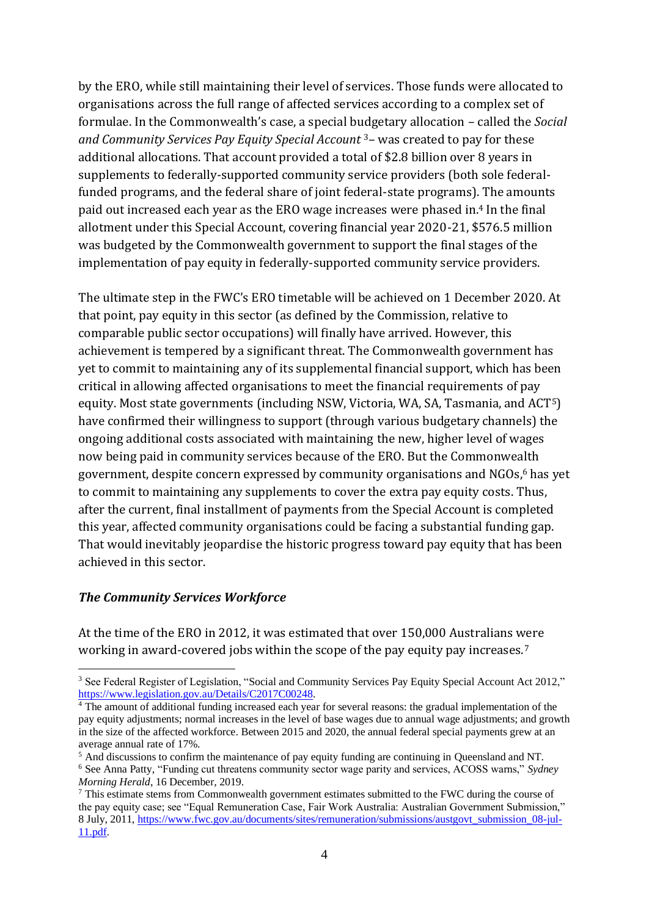by the ERO, while still maintaining their level of services. Those funds were allocated to organisations across the full range of affected services according to a complex set of formulae. In the Commonwealth's case, a special budgetary allocation – called the *Social and Community Services Pay Equity Special Account* [3]– was created to pay for these additional allocations. That account provided a total of $2.8 billion over 8 years in supplements to federally-supported community service providers (both sole federal-funded programs, and the federal share of joint federal-state programs). The amounts paid out increased each year as the ERO wage increases were phased in.[4] In the final allotment under this Special Account, covering financial year 2020-21, $576.5 million was budgeted by the Commonwealth government to support the final stages of the implementation of pay equity in federally-supported community service providers.

The ultimate step in the FWC's ERO timetable will be achieved on 1 December 2020. At that point, pay equity in this sector (as defined by the Commission, relative to comparable public sector occupations) will finally have arrived. However, this achievement is tempered by a significant threat. The Commonwealth government has yet to commit to maintaining any of its supplemental financial support, which has been critical in allowing affected organisations to meet the financial requirements of pay equity. Most state governments (including NSW, Victoria, WA, SA, Tasmania, and ACT[5]) have confirmed their willingness to support (through various budgetary channels) the ongoing additional costs associated with maintaining the new, higher level of wages now being paid in community services because of the ERO. But the Commonwealth government, despite concern expressed by community organisations and NGOs,[6] has yet to commit to maintaining any supplements to cover the extra pay equity costs. Thus, after the current, final installment of payments from the Special Account is completed this year, affected community organisations could be facing a substantial funding gap. That would inevitably jeopardise the historic progress toward pay equity that has been achieved in this sector.

### *The Community Services Workforce*

At the time of the ERO in 2012, it was estimated that over 150,000 Australians were working in award-covered jobs within the scope of the pay equity pay increases.[7]

---

[3] See Federal Register of Legislation, "Social and Community Services Pay Equity Special Account Act 2012," https://www.legislation.gov.au/Details/C2017C00248.

[4] The amount of additional funding increased each year for several reasons: the gradual implementation of the pay equity adjustments; normal increases in the level of base wages due to annual wage adjustments; and growth in the size of the affected workforce. Between 2015 and 2020, the annual federal special payments grew at an average annual rate of 17%.

[5] And discussions to confirm the maintenance of pay equity funding are continuing in Queensland and NT.

[6] See Anna Patty, "Funding cut threatens community sector wage parity and services, ACOSS warns," *Sydney Morning Herald*, 16 December, 2019.

[7] This estimate stems from Commonwealth government estimates submitted to the FWC during the course of the pay equity case; see "Equal Remuneration Case, Fair Work Australia: Australian Government Submission," 8 July, 2011, https://www.fwc.gov.au/documents/sites/remuneration/submissions/austgovt_submission_08-jul-11.pdf.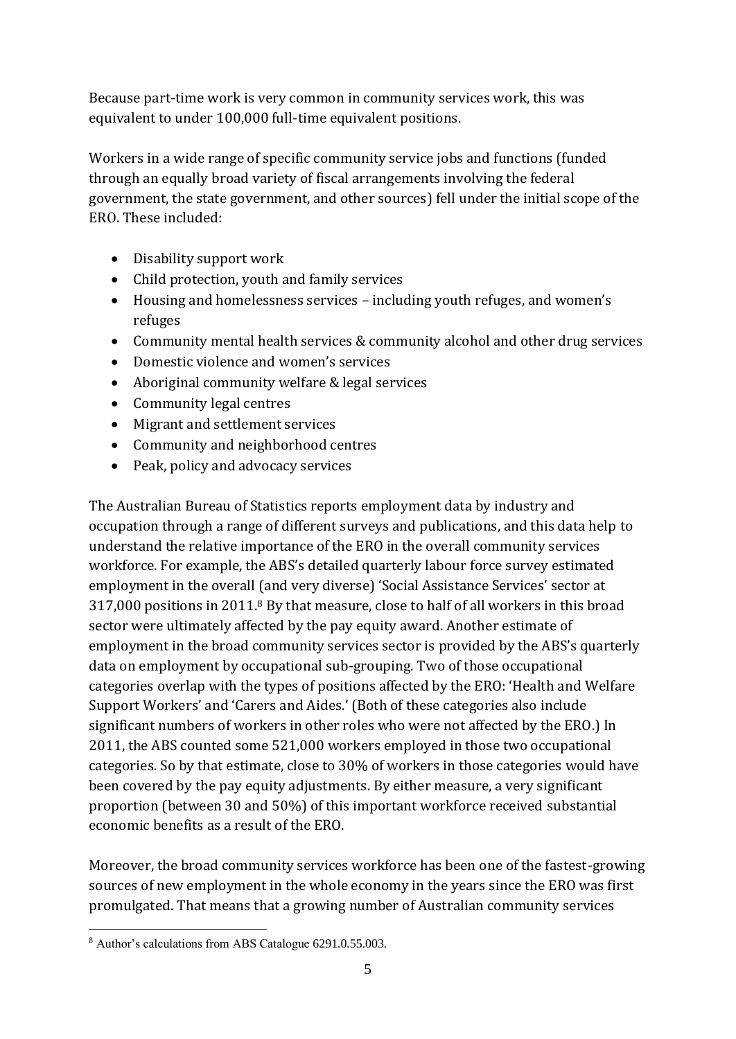Because part-time work is very common in community services work, this was equivalent to under 100,000 full-time equivalent positions.

Workers in a wide range of specific community service jobs and functions (funded through an equally broad variety of fiscal arrangements involving the federal government, the state government, and other sources) fell under the initial scope of the ERO. These included:

- Disability support work
- Child protection, youth and family services
- Housing and homelessness services – including youth refuges, and women's refuges
- Community mental health services & community alcohol and other drug services
- Domestic violence and women's services
- Aboriginal community welfare & legal services
- Community legal centres
- Migrant and settlement services
- Community and neighborhood centres
- Peak, policy and advocacy services

The Australian Bureau of Statistics reports employment data by industry and occupation through a range of different surveys and publications, and this data help to understand the relative importance of the ERO in the overall community services workforce. For example, the ABS's detailed quarterly labour force survey estimated employment in the overall (and very diverse) 'Social Assistance Services' sector at 317,000 positions in 2011.[8] By that measure, close to half of all workers in this broad sector were ultimately affected by the pay equity award. Another estimate of employment in the broad community services sector is provided by the ABS's quarterly data on employment by occupational sub-grouping. Two of those occupational categories overlap with the types of positions affected by the ERO: 'Health and Welfare Support Workers' and 'Carers and Aides.' (Both of these categories also include significant numbers of workers in other roles who were not affected by the ERO.) In 2011, the ABS counted some 521,000 workers employed in those two occupational categories. So by that estimate, close to 30% of workers in those categories would have been covered by the pay equity adjustments. By either measure, a very significant proportion (between 30 and 50%) of this important workforce received substantial economic benefits as a result of the ERO.

Moreover, the broad community services workforce has been one of the fastest-growing sources of new employment in the whole economy in the years since the ERO was first promulgated. That means that a growing number of Australian community services

[8] Author's calculations from ABS Catalogue 6291.0.55.003.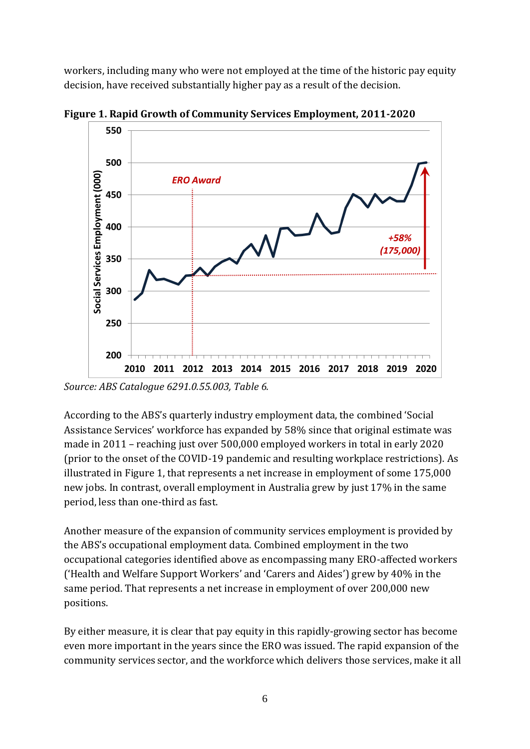workers, including many who were not employed at the time of the historic pay equity decision, have received substantially higher pay as a result of the decision.

**Figure 1. Rapid Growth of Community Services Employment, 2011-2020**

*Source: ABS Catalogue 6291.0.55.003, Table 6.*

According to the ABS's quarterly industry employment data, the combined 'Social Assistance Services' workforce has expanded by 58% since that original estimate was made in 2011 – reaching just over 500,000 employed workers in total in early 2020 (prior to the onset of the COVID-19 pandemic and resulting workplace restrictions). As illustrated in Figure 1, that represents a net increase in employment of some 175,000 new jobs. In contrast, overall employment in Australia grew by just 17% in the same period, less than one-third as fast.

Another measure of the expansion of community services employment is provided by the ABS's occupational employment data. Combined employment in the two occupational categories identified above as encompassing many ERO-affected workers ('Health and Welfare Support Workers' and 'Carers and Aides') grew by 40% in the same period. That represents a net increase in employment of over 200,000 new positions.

By either measure, it is clear that pay equity in this rapidly-growing sector has become even more important in the years since the ERO was issued. The rapid expansion of the community services sector, and the workforce which delivers those services, make it all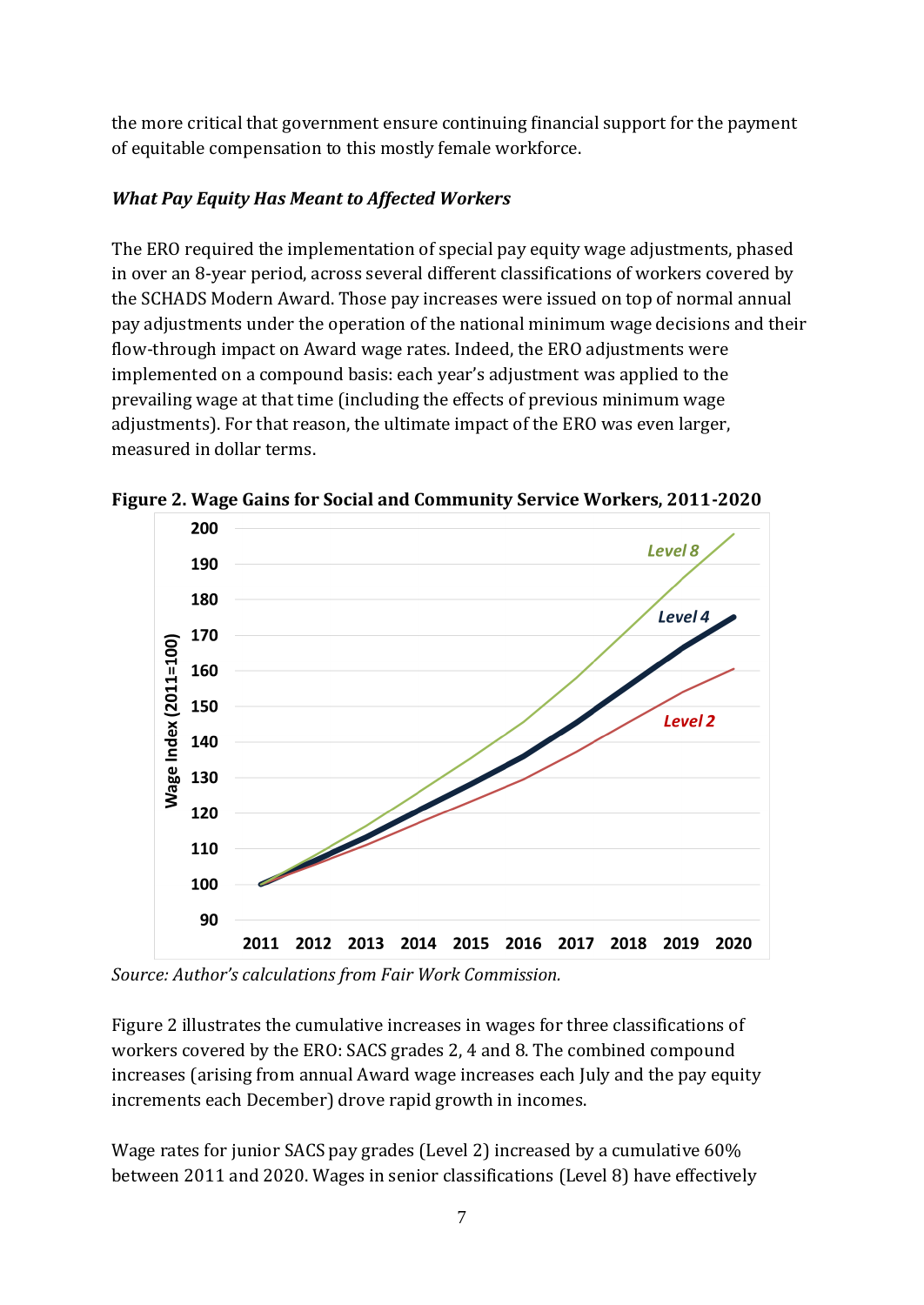the more critical that government ensure continuing financial support for the payment of equitable compensation to this mostly female workforce.

### *What Pay Equity Has Meant to Affected Workers*

The ERO required the implementation of special pay equity wage adjustments, phased in over an 8-year period, across several different classifications of workers covered by the SCHADS Modern Award. Those pay increases were issued on top of normal annual pay adjustments under the operation of the national minimum wage decisions and their flow-through impact on Award wage rates. Indeed, the ERO adjustments were implemented on a compound basis: each year's adjustment was applied to the prevailing wage at that time (including the effects of previous minimum wage adjustments). For that reason, the ultimate impact of the ERO was even larger, measured in dollar terms.

**Figure 2. Wage Gains for Social and Community Service Workers, 2011-2020**

*Source: Author's calculations from Fair Work Commission.*

Figure 2 illustrates the cumulative increases in wages for three classifications of workers covered by the ERO: SACS grades 2, 4 and 8. The combined compound increases (arising from annual Award wage increases each July and the pay equity increments each December) drove rapid growth in incomes.

Wage rates for junior SACS pay grades (Level 2) increased by a cumulative 60% between 2011 and 2020. Wages in senior classifications (Level 8) have effectively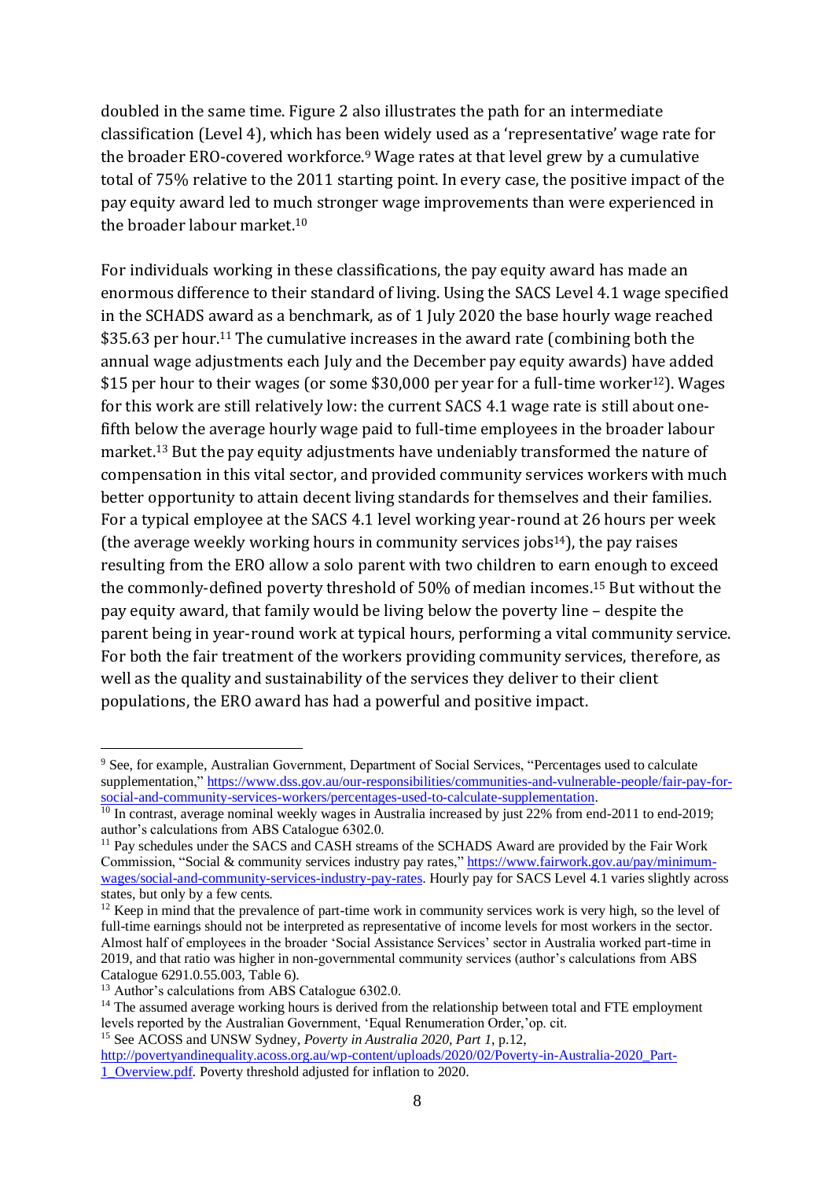doubled in the same time. Figure 2 also illustrates the path for an intermediate classification (Level 4), which has been widely used as a 'representative' wage rate for the broader ERO-covered workforce.[9] Wage rates at that level grew by a cumulative total of 75% relative to the 2011 starting point. In every case, the positive impact of the pay equity award led to much stronger wage improvements than were experienced in the broader labour market.[10]

For individuals working in these classifications, the pay equity award has made an enormous difference to their standard of living. Using the SACS Level 4.1 wage specified in the SCHADS award as a benchmark, as of 1 July 2020 the base hourly wage reached $35.63 per hour.[11] The cumulative increases in the award rate (combining both the annual wage adjustments each July and the December pay equity awards) have added $15 per hour to their wages (or some $30,000 per year for a full-time worker[12]). Wages for this work are still relatively low: the current SACS 4.1 wage rate is still about one-fifth below the average hourly wage paid to full-time employees in the broader labour market.[13] But the pay equity adjustments have undeniably transformed the nature of compensation in this vital sector, and provided community services workers with much better opportunity to attain decent living standards for themselves and their families. For a typical employee at the SACS 4.1 level working year-round at 26 hours per week (the average weekly working hours in community services jobs[14]), the pay raises resulting from the ERO allow a solo parent with two children to earn enough to exceed the commonly-defined poverty threshold of 50% of median incomes.[15] But without the pay equity award, that family would be living below the poverty line – despite the parent being in year-round work at typical hours, performing a vital community service. For both the fair treatment of the workers providing community services, therefore, as well as the quality and sustainability of the services they deliver to their client populations, the ERO award has had a powerful and positive impact.

---

[9] See, for example, Australian Government, Department of Social Services, "Percentages used to calculate supplementation," https://www.dss.gov.au/our-responsibilities/communities-and-vulnerable-people/fair-pay-for-social-and-community-services-workers/percentages-used-to-calculate-supplementation.

[10] In contrast, average nominal weekly wages in Australia increased by just 22% from end-2011 to end-2019; author's calculations from ABS Catalogue 6302.0.

[11] Pay schedules under the SACS and CASH streams of the SCHADS Award are provided by the Fair Work Commission, "Social & community services industry pay rates," https://www.fairwork.gov.au/pay/minimum-wages/social-and-community-services-industry-pay-rates. Hourly pay for SACS Level 4.1 varies slightly across states, but only by a few cents.

[12] Keep in mind that the prevalence of part-time work in community services work is very high, so the level of full-time earnings should not be interpreted as representative of income levels for most workers in the sector. Almost half of employees in the broader 'Social Assistance Services' sector in Australia worked part-time in 2019, and that ratio was higher in non-governmental community services (author's calculations from ABS Catalogue 6291.0.55.003, Table 6).

[13] Author's calculations from ABS Catalogue 6302.0.

[14] The assumed average working hours is derived from the relationship between total and FTE employment levels reported by the Australian Government, 'Equal Renumeration Order,'op. cit.

[15] See ACOSS and UNSW Sydney, *Poverty in Australia 2020, Part 1*, p.12, http://povertyandinequality.acoss.org.au/wp-content/uploads/2020/02/Poverty-in-Australia-2020_Part-1_Overview.pdf. Poverty threshold adjusted for inflation to 2020.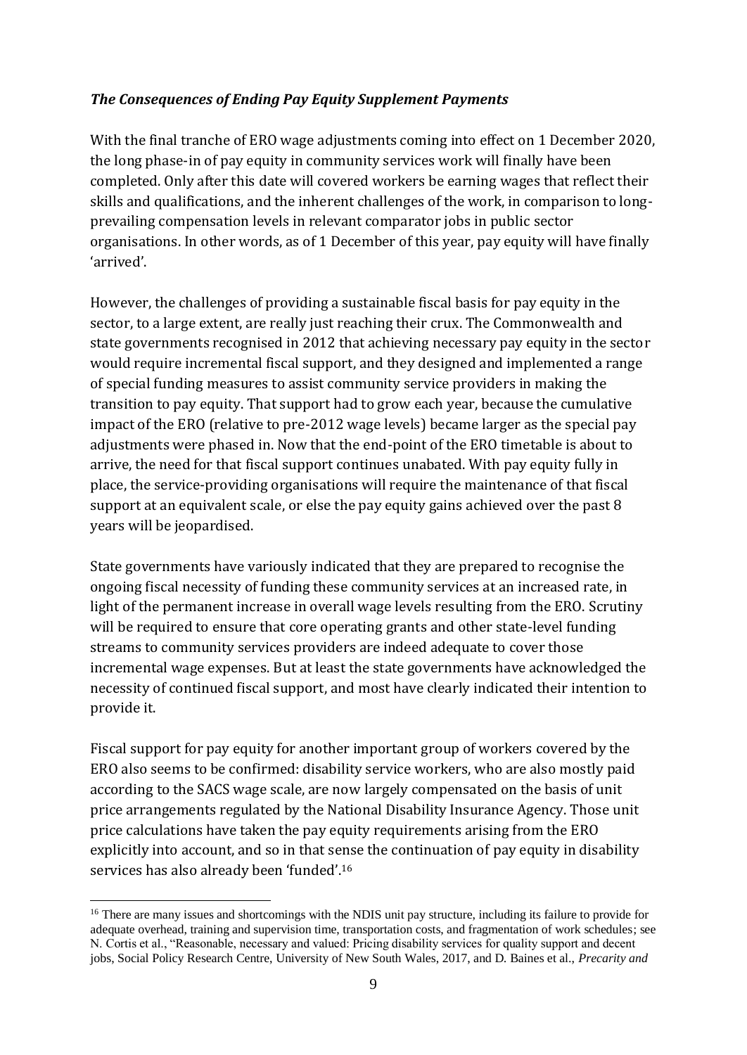### *The Consequences of Ending Pay Equity Supplement Payments*

With the final tranche of ERO wage adjustments coming into effect on 1 December 2020, the long phase-in of pay equity in community services work will finally have been completed. Only after this date will covered workers be earning wages that reflect their skills and qualifications, and the inherent challenges of the work, in comparison to long-prevailing compensation levels in relevant comparator jobs in public sector organisations. In other words, as of 1 December of this year, pay equity will have finally 'arrived'.

However, the challenges of providing a sustainable fiscal basis for pay equity in the sector, to a large extent, are really just reaching their crux. The Commonwealth and state governments recognised in 2012 that achieving necessary pay equity in the sector would require incremental fiscal support, and they designed and implemented a range of special funding measures to assist community service providers in making the transition to pay equity. That support had to grow each year, because the cumulative impact of the ERO (relative to pre-2012 wage levels) became larger as the special pay adjustments were phased in. Now that the end-point of the ERO timetable is about to arrive, the need for that fiscal support continues unabated. With pay equity fully in place, the service-providing organisations will require the maintenance of that fiscal support at an equivalent scale, or else the pay equity gains achieved over the past 8 years will be jeopardised.

State governments have variously indicated that they are prepared to recognise the ongoing fiscal necessity of funding these community services at an increased rate, in light of the permanent increase in overall wage levels resulting from the ERO. Scrutiny will be required to ensure that core operating grants and other state-level funding streams to community services providers are indeed adequate to cover those incremental wage expenses. But at least the state governments have acknowledged the necessity of continued fiscal support, and most have clearly indicated their intention to provide it.

Fiscal support for pay equity for another important group of workers covered by the ERO also seems to be confirmed: disability service workers, who are also mostly paid according to the SACS wage scale, are now largely compensated on the basis of unit price arrangements regulated by the National Disability Insurance Agency. Those unit price calculations have taken the pay equity requirements arising from the ERO explicitly into account, and so in that sense the continuation of pay equity in disability services has also already been 'funded'.[16]

---

[16] There are many issues and shortcomings with the NDIS unit pay structure, including its failure to provide for adequate overhead, training and supervision time, transportation costs, and fragmentation of work schedules; see N. Cortis et al., "Reasonable, necessary and valued: Pricing disability services for quality support and decent jobs, Social Policy Research Centre, University of New South Wales, 2017, and D. Baines et al., *Precarity and*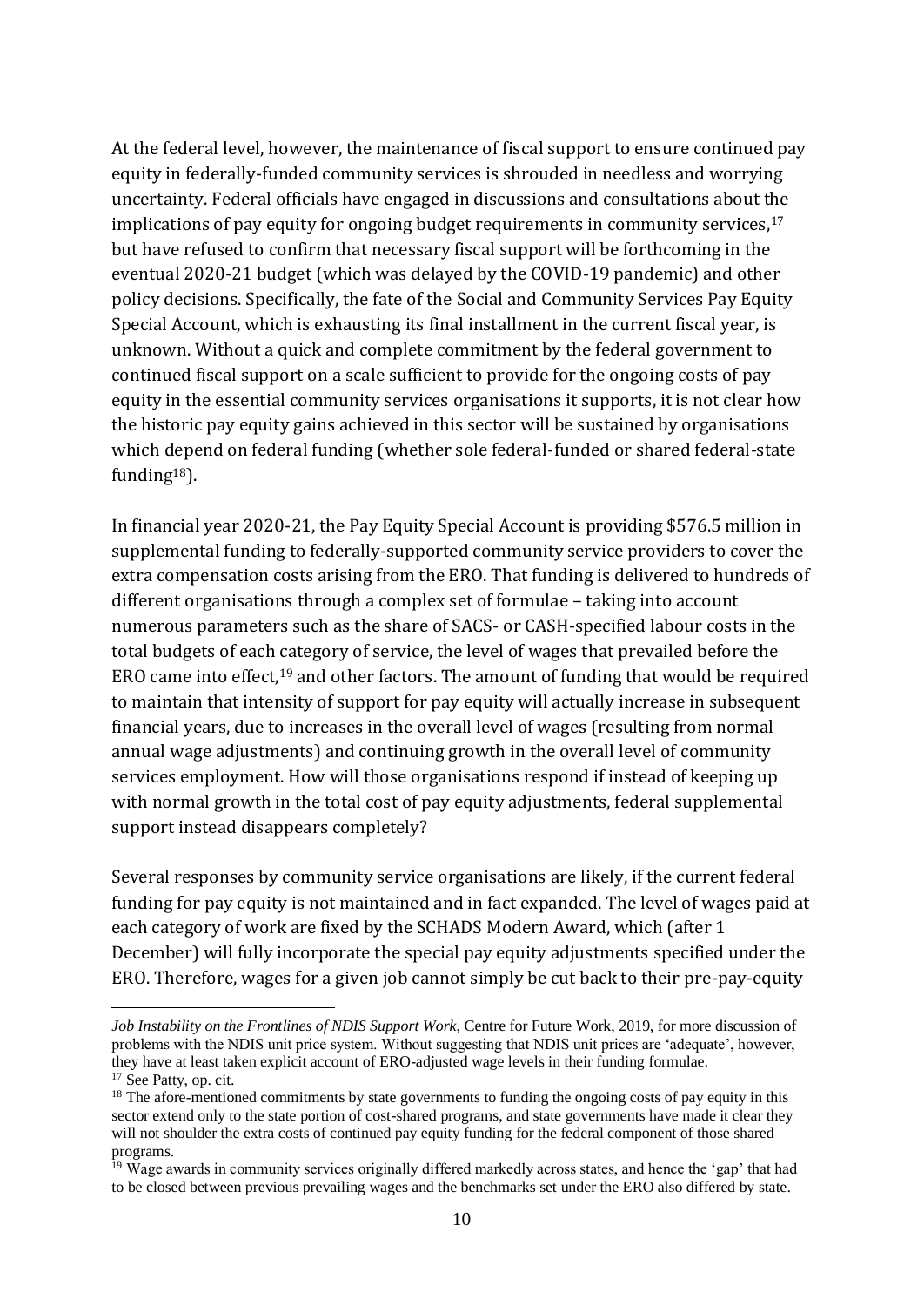At the federal level, however, the maintenance of fiscal support to ensure continued pay equity in federally-funded community services is shrouded in needless and worrying uncertainty. Federal officials have engaged in discussions and consultations about the implications of pay equity for ongoing budget requirements in community services,[17] but have refused to confirm that necessary fiscal support will be forthcoming in the eventual 2020-21 budget (which was delayed by the COVID-19 pandemic) and other policy decisions. Specifically, the fate of the Social and Community Services Pay Equity Special Account, which is exhausting its final installment in the current fiscal year, is unknown. Without a quick and complete commitment by the federal government to continued fiscal support on a scale sufficient to provide for the ongoing costs of pay equity in the essential community services organisations it supports, it is not clear how the historic pay equity gains achieved in this sector will be sustained by organisations which depend on federal funding (whether sole federal-funded or shared federal-state funding[18]).

In financial year 2020-21, the Pay Equity Special Account is providing $576.5 million in supplemental funding to federally-supported community service providers to cover the extra compensation costs arising from the ERO. That funding is delivered to hundreds of different organisations through a complex set of formulae – taking into account numerous parameters such as the share of SACS- or CASH-specified labour costs in the total budgets of each category of service, the level of wages that prevailed before the ERO came into effect,[19] and other factors. The amount of funding that would be required to maintain that intensity of support for pay equity will actually increase in subsequent financial years, due to increases in the overall level of wages (resulting from normal annual wage adjustments) and continuing growth in the overall level of community services employment. How will those organisations respond if instead of keeping up with normal growth in the total cost of pay equity adjustments, federal supplemental support instead disappears completely?

Several responses by community service organisations are likely, if the current federal funding for pay equity is not maintained and in fact expanded. The level of wages paid at each category of work are fixed by the SCHADS Modern Award, which (after 1 December) will fully incorporate the special pay equity adjustments specified under the ERO. Therefore, wages for a given job cannot simply be cut back to their pre-pay-equity

---

*Job Instability on the Frontlines of NDIS Support Work*, Centre for Future Work, 2019, for more discussion of problems with the NDIS unit price system. Without suggesting that NDIS unit prices are 'adequate', however, they have at least taken explicit account of ERO-adjusted wage levels in their funding formulae.

[17] See Patty, op. cit.

[18] The afore-mentioned commitments by state governments to funding the ongoing costs of pay equity in this sector extend only to the state portion of cost-shared programs, and state governments have made it clear they will not shoulder the extra costs of continued pay equity funding for the federal component of those shared programs.

[19] Wage awards in community services originally differed markedly across states, and hence the 'gap' that had to be closed between previous prevailing wages and the benchmarks set under the ERO also differed by state.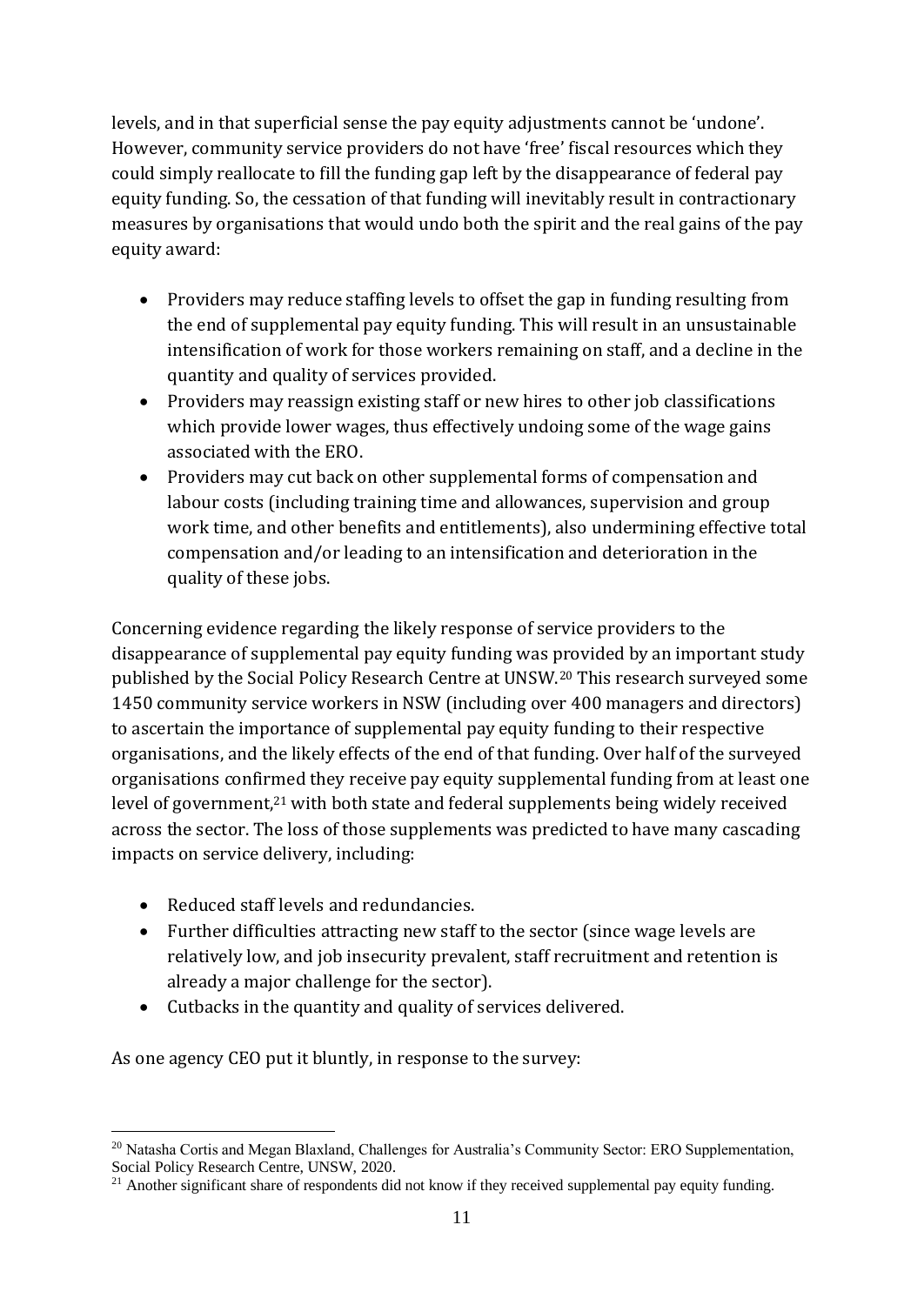levels, and in that superficial sense the pay equity adjustments cannot be 'undone'. However, community service providers do not have 'free' fiscal resources which they could simply reallocate to fill the funding gap left by the disappearance of federal pay equity funding. So, the cessation of that funding will inevitably result in contractionary measures by organisations that would undo both the spirit and the real gains of the pay equity award:

- Providers may reduce staffing levels to offset the gap in funding resulting from the end of supplemental pay equity funding. This will result in an unsustainable intensification of work for those workers remaining on staff, and a decline in the quantity and quality of services provided.
- Providers may reassign existing staff or new hires to other job classifications which provide lower wages, thus effectively undoing some of the wage gains associated with the ERO.
- Providers may cut back on other supplemental forms of compensation and labour costs (including training time and allowances, supervision and group work time, and other benefits and entitlements), also undermining effective total compensation and/or leading to an intensification and deterioration in the quality of these jobs.

Concerning evidence regarding the likely response of service providers to the disappearance of supplemental pay equity funding was provided by an important study published by the Social Policy Research Centre at UNSW.[20] This research surveyed some 1450 community service workers in NSW (including over 400 managers and directors) to ascertain the importance of supplemental pay equity funding to their respective organisations, and the likely effects of the end of that funding. Over half of the surveyed organisations confirmed they receive pay equity supplemental funding from at least one level of government,[21] with both state and federal supplements being widely received across the sector. The loss of those supplements was predicted to have many cascading impacts on service delivery, including:

- Reduced staff levels and redundancies.
- Further difficulties attracting new staff to the sector (since wage levels are relatively low, and job insecurity prevalent, staff recruitment and retention is already a major challenge for the sector).
- Cutbacks in the quantity and quality of services delivered.

As one agency CEO put it bluntly, in response to the survey:

[20] Natasha Cortis and Megan Blaxland, Challenges for Australia's Community Sector: ERO Supplementation, Social Policy Research Centre, UNSW, 2020.

[21] Another significant share of respondents did not know if they received supplemental pay equity funding.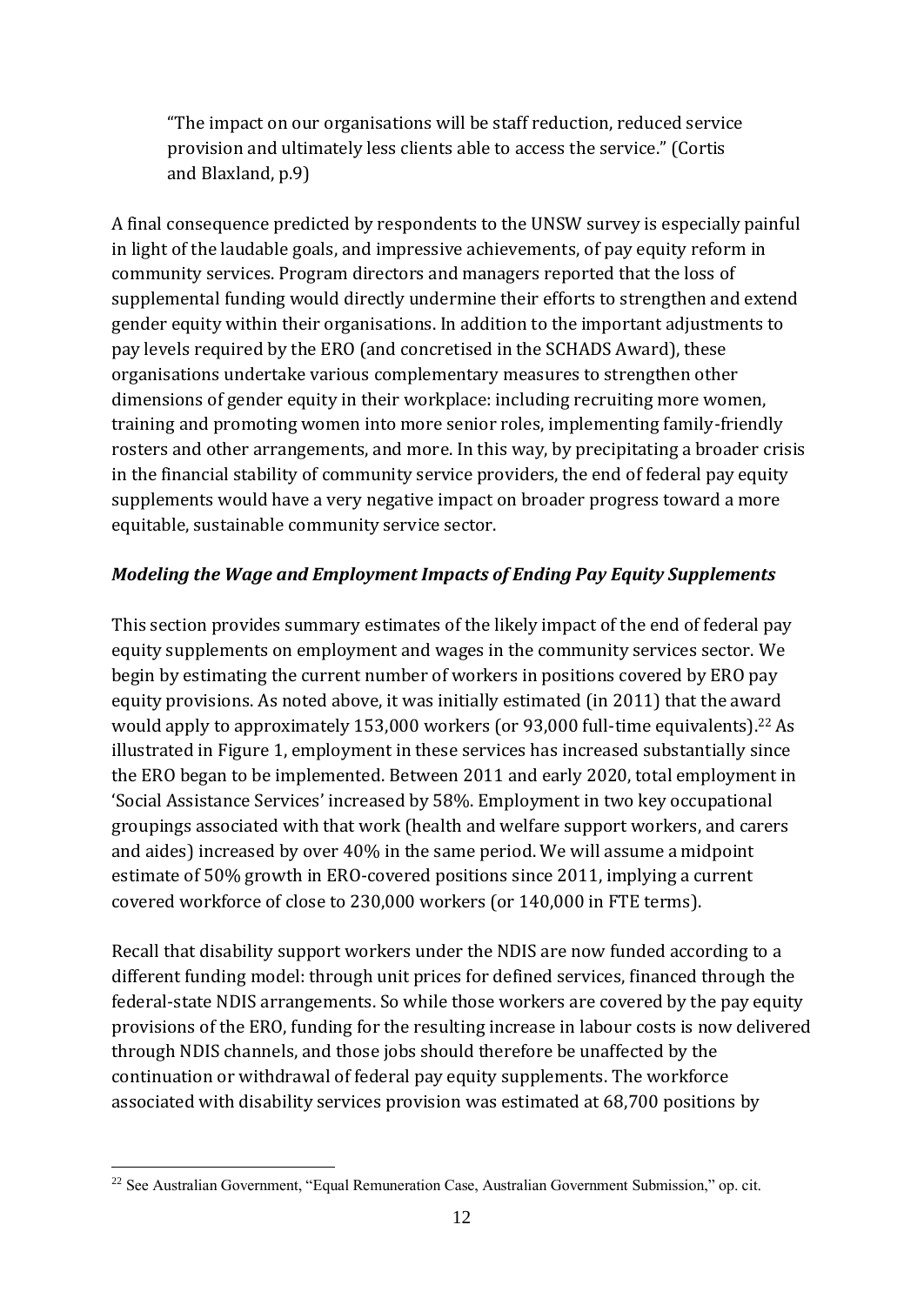> "The impact on our organisations will be staff reduction, reduced service provision and ultimately less clients able to access the service." (Cortis and Blaxland, p.9)

A final consequence predicted by respondents to the UNSW survey is especially painful in light of the laudable goals, and impressive achievements, of pay equity reform in community services. Program directors and managers reported that the loss of supplemental funding would directly undermine their efforts to strengthen and extend gender equity within their organisations. In addition to the important adjustments to pay levels required by the ERO (and concretised in the SCHADS Award), these organisations undertake various complementary measures to strengthen other dimensions of gender equity in their workplace: including recruiting more women, training and promoting women into more senior roles, implementing family-friendly rosters and other arrangements, and more. In this way, by precipitating a broader crisis in the financial stability of community service providers, the end of federal pay equity supplements would have a very negative impact on broader progress toward a more equitable, sustainable community service sector.

### *Modeling the Wage and Employment Impacts of Ending Pay Equity Supplements*

This section provides summary estimates of the likely impact of the end of federal pay equity supplements on employment and wages in the community services sector. We begin by estimating the current number of workers in positions covered by ERO pay equity provisions. As noted above, it was initially estimated (in 2011) that the award would apply to approximately 153,000 workers (or 93,000 full-time equivalents).[22] As illustrated in Figure 1, employment in these services has increased substantially since the ERO began to be implemented. Between 2011 and early 2020, total employment in 'Social Assistance Services' increased by 58%. Employment in two key occupational groupings associated with that work (health and welfare support workers, and carers and aides) increased by over 40% in the same period. We will assume a midpoint estimate of 50% growth in ERO-covered positions since 2011, implying a current covered workforce of close to 230,000 workers (or 140,000 in FTE terms).

Recall that disability support workers under the NDIS are now funded according to a different funding model: through unit prices for defined services, financed through the federal-state NDIS arrangements. So while those workers are covered by the pay equity provisions of the ERO, funding for the resulting increase in labour costs is now delivered through NDIS channels, and those jobs should therefore be unaffected by the continuation or withdrawal of federal pay equity supplements. The workforce associated with disability services provision was estimated at 68,700 positions by

[22] See Australian Government, "Equal Remuneration Case, Australian Government Submission," op. cit.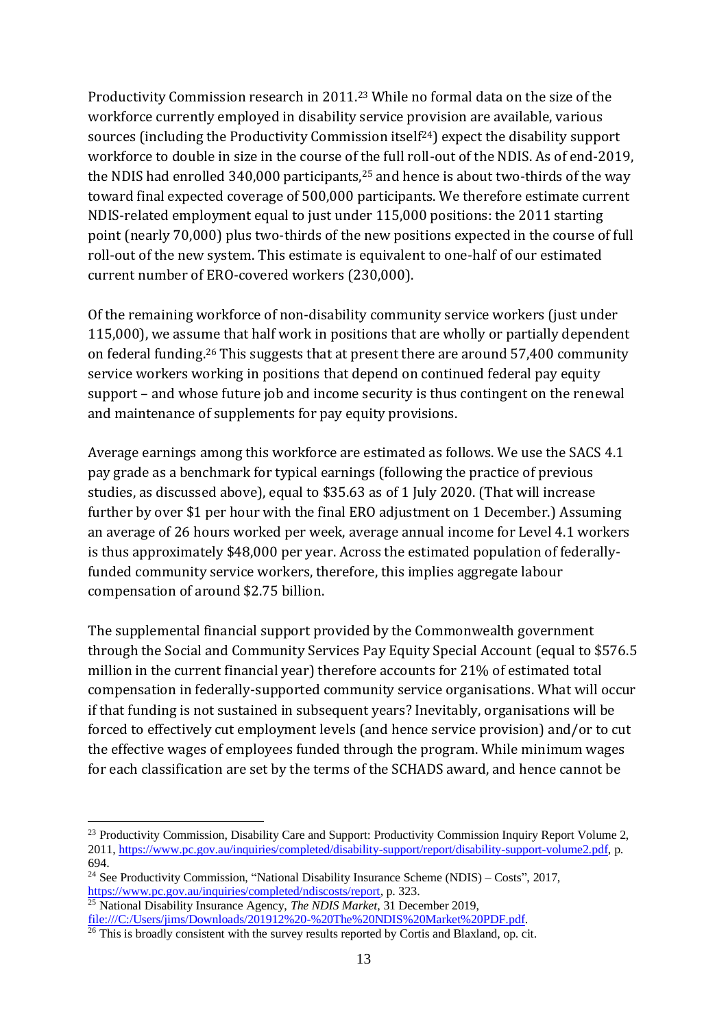Productivity Commission research in 2011.[23] While no formal data on the size of the workforce currently employed in disability service provision are available, various sources (including the Productivity Commission itself[24]) expect the disability support workforce to double in size in the course of the full roll-out of the NDIS. As of end-2019, the NDIS had enrolled 340,000 participants,[25] and hence is about two-thirds of the way toward final expected coverage of 500,000 participants. We therefore estimate current NDIS-related employment equal to just under 115,000 positions: the 2011 starting point (nearly 70,000) plus two-thirds of the new positions expected in the course of full roll-out of the new system. This estimate is equivalent to one-half of our estimated current number of ERO-covered workers (230,000).

Of the remaining workforce of non-disability community service workers (just under 115,000), we assume that half work in positions that are wholly or partially dependent on federal funding.[26] This suggests that at present there are around 57,400 community service workers working in positions that depend on continued federal pay equity support – and whose future job and income security is thus contingent on the renewal and maintenance of supplements for pay equity provisions.

Average earnings among this workforce are estimated as follows. We use the SACS 4.1 pay grade as a benchmark for typical earnings (following the practice of previous studies, as discussed above), equal to $35.63 as of 1 July 2020. (That will increase further by over $1 per hour with the final ERO adjustment on 1 December.) Assuming an average of 26 hours worked per week, average annual income for Level 4.1 workers is thus approximately $48,000 per year. Across the estimated population of federally-funded community service workers, therefore, this implies aggregate labour compensation of around $2.75 billion.

The supplemental financial support provided by the Commonwealth government through the Social and Community Services Pay Equity Special Account (equal to $576.5 million in the current financial year) therefore accounts for 21% of estimated total compensation in federally-supported community service organisations. What will occur if that funding is not sustained in subsequent years? Inevitably, organisations will be forced to effectively cut employment levels (and hence service provision) and/or to cut the effective wages of employees funded through the program. While minimum wages for each classification are set by the terms of the SCHADS award, and hence cannot be

---

[23] Productivity Commission, Disability Care and Support: Productivity Commission Inquiry Report Volume 2, 2011, https://www.pc.gov.au/inquiries/completed/disability-support/report/disability-support-volume2.pdf, p. 694.

[24] See Productivity Commission, "National Disability Insurance Scheme (NDIS) – Costs", 2017, https://www.pc.gov.au/inquiries/completed/ndiscosts/report, p. 323.

[25] National Disability Insurance Agency, *The NDIS Market*, 31 December 2019, file:///C:/Users/jims/Downloads/201912%20-%20The%20NDIS%20Market%20PDF.pdf.

[26] This is broadly consistent with the survey results reported by Cortis and Blaxland, op. cit.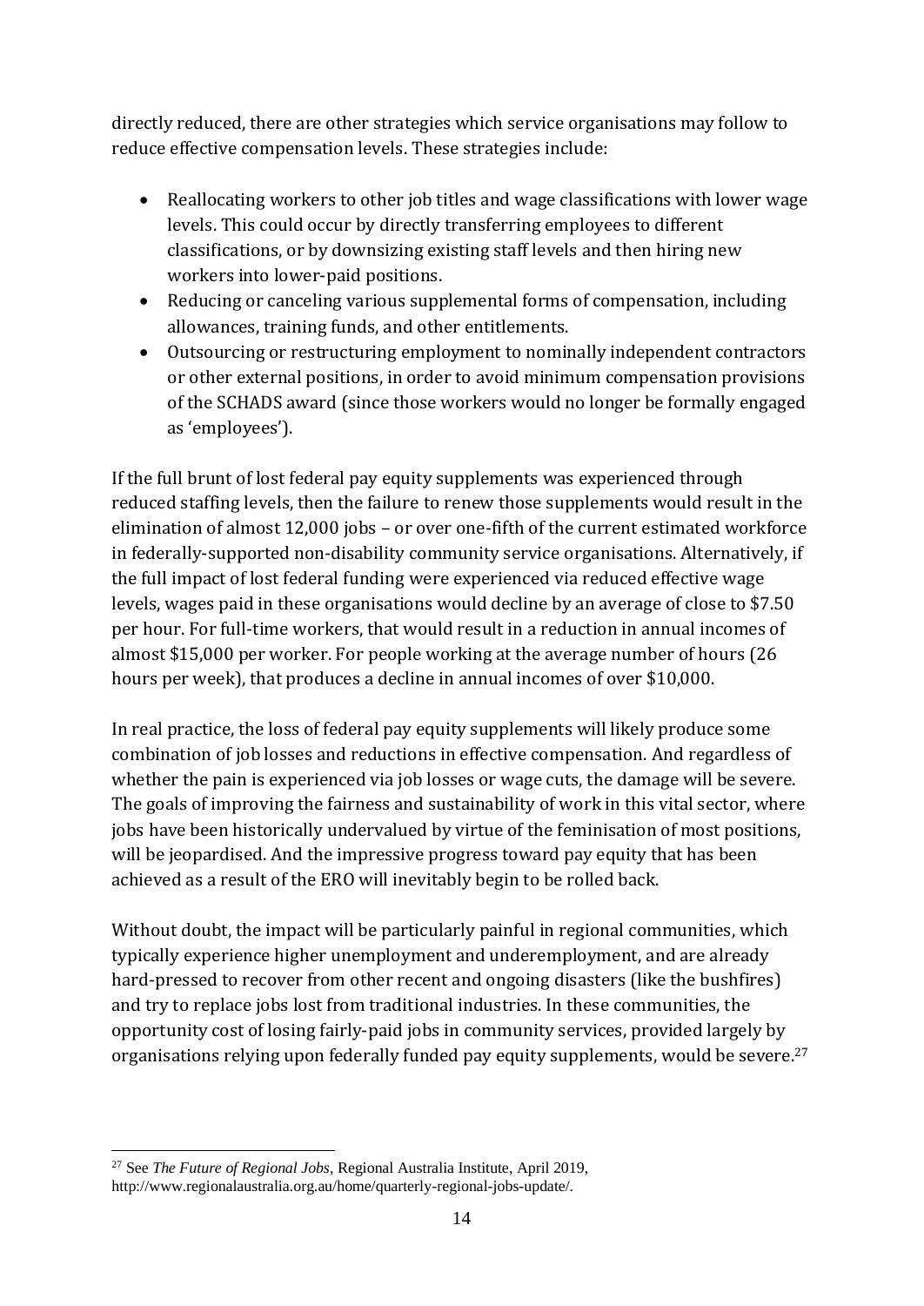directly reduced, there are other strategies which service organisations may follow to reduce effective compensation levels. These strategies include:

- Reallocating workers to other job titles and wage classifications with lower wage levels. This could occur by directly transferring employees to different classifications, or by downsizing existing staff levels and then hiring new workers into lower-paid positions.
- Reducing or canceling various supplemental forms of compensation, including allowances, training funds, and other entitlements.
- Outsourcing or restructuring employment to nominally independent contractors or other external positions, in order to avoid minimum compensation provisions of the SCHADS award (since those workers would no longer be formally engaged as 'employees').

If the full brunt of lost federal pay equity supplements was experienced through reduced staffing levels, then the failure to renew those supplements would result in the elimination of almost 12,000 jobs – or over one-fifth of the current estimated workforce in federally-supported non-disability community service organisations. Alternatively, if the full impact of lost federal funding were experienced via reduced effective wage levels, wages paid in these organisations would decline by an average of close to $7.50 per hour. For full-time workers, that would result in a reduction in annual incomes of almost $15,000 per worker. For people working at the average number of hours (26 hours per week), that produces a decline in annual incomes of over $10,000.

In real practice, the loss of federal pay equity supplements will likely produce some combination of job losses and reductions in effective compensation. And regardless of whether the pain is experienced via job losses or wage cuts, the damage will be severe. The goals of improving the fairness and sustainability of work in this vital sector, where jobs have been historically undervalued by virtue of the feminisation of most positions, will be jeopardised. And the impressive progress toward pay equity that has been achieved as a result of the ERO will inevitably begin to be rolled back.

Without doubt, the impact will be particularly painful in regional communities, which typically experience higher unemployment and underemployment, and are already hard-pressed to recover from other recent and ongoing disasters (like the bushfires) and try to replace jobs lost from traditional industries. In these communities, the opportunity cost of losing fairly-paid jobs in community services, provided largely by organisations relying upon federally funded pay equity supplements, would be severe.[27]

[27] See *The Future of Regional Jobs*, Regional Australia Institute, April 2019, http://www.regionalaustralia.org.au/home/quarterly-regional-jobs-update/.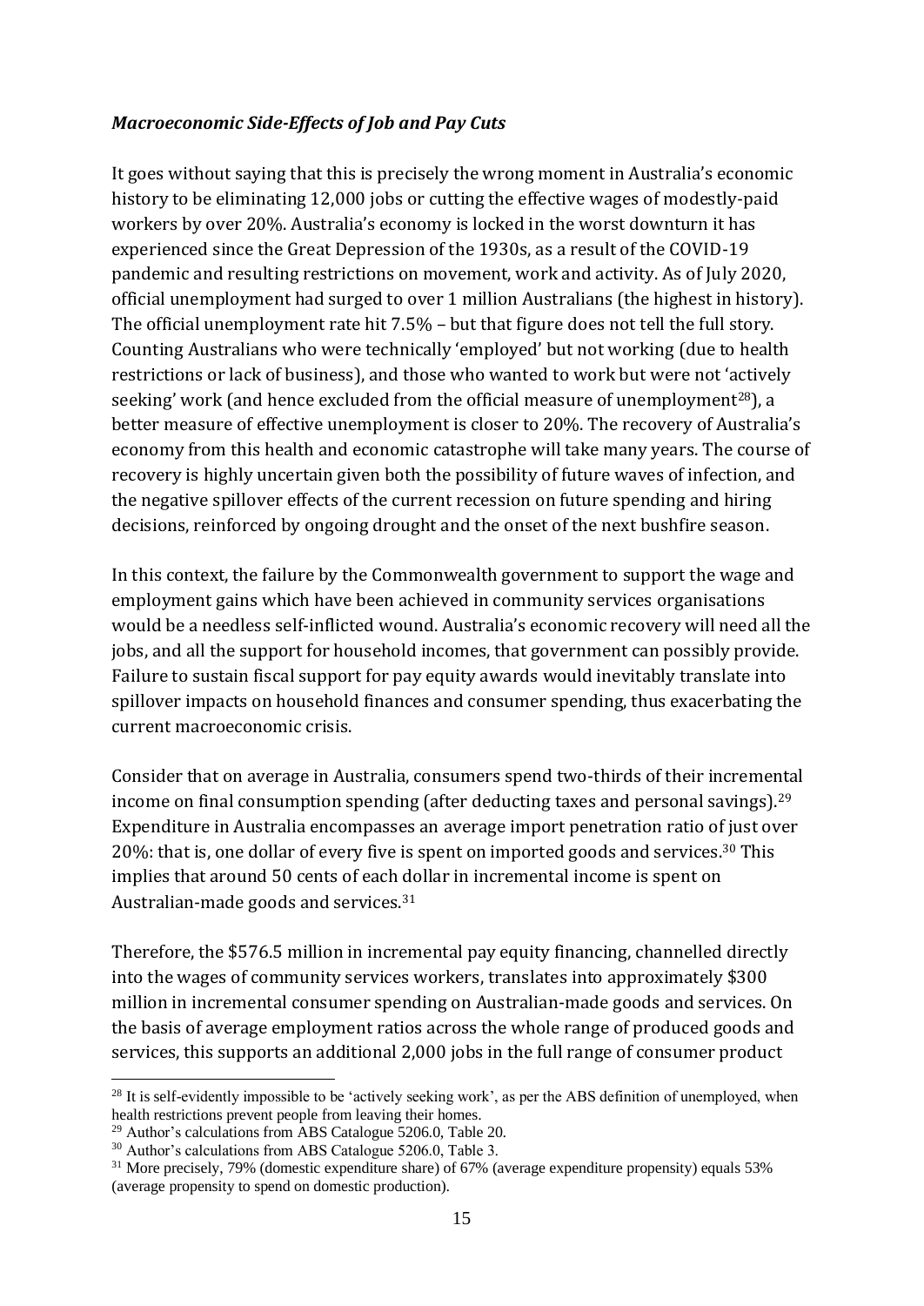### ***Macroeconomic Side-Effects of Job and Pay Cuts***

It goes without saying that this is precisely the wrong moment in Australia's economic history to be eliminating 12,000 jobs or cutting the effective wages of modestly-paid workers by over 20%. Australia's economy is locked in the worst downturn it has experienced since the Great Depression of the 1930s, as a result of the COVID-19 pandemic and resulting restrictions on movement, work and activity. As of July 2020, official unemployment had surged to over 1 million Australians (the highest in history). The official unemployment rate hit 7.5% – but that figure does not tell the full story. Counting Australians who were technically 'employed' but not working (due to health restrictions or lack of business), and those who wanted to work but were not 'actively seeking' work (and hence excluded from the official measure of unemployment[28]), a better measure of effective unemployment is closer to 20%. The recovery of Australia's economy from this health and economic catastrophe will take many years. The course of recovery is highly uncertain given both the possibility of future waves of infection, and the negative spillover effects of the current recession on future spending and hiring decisions, reinforced by ongoing drought and the onset of the next bushfire season.

In this context, the failure by the Commonwealth government to support the wage and employment gains which have been achieved in community services organisations would be a needless self-inflicted wound. Australia's economic recovery will need all the jobs, and all the support for household incomes, that government can possibly provide. Failure to sustain fiscal support for pay equity awards would inevitably translate into spillover impacts on household finances and consumer spending, thus exacerbating the current macroeconomic crisis.

Consider that on average in Australia, consumers spend two-thirds of their incremental income on final consumption spending (after deducting taxes and personal savings).[29] Expenditure in Australia encompasses an average import penetration ratio of just over 20%: that is, one dollar of every five is spent on imported goods and services.[30] This implies that around 50 cents of each dollar in incremental income is spent on Australian-made goods and services.[31]

Therefore, the $576.5 million in incremental pay equity financing, channelled directly into the wages of community services workers, translates into approximately $300 million in incremental consumer spending on Australian-made goods and services. On the basis of average employment ratios across the whole range of produced goods and services, this supports an additional 2,000 jobs in the full range of consumer product

---

[28] It is self-evidently impossible to be 'actively seeking work', as per the ABS definition of unemployed, when health restrictions prevent people from leaving their homes.

[29] Author's calculations from ABS Catalogue 5206.0, Table 20.

[30] Author's calculations from ABS Catalogue 5206.0, Table 3.

[31] More precisely, 79% (domestic expenditure share) of 67% (average expenditure propensity) equals 53% (average propensity to spend on domestic production).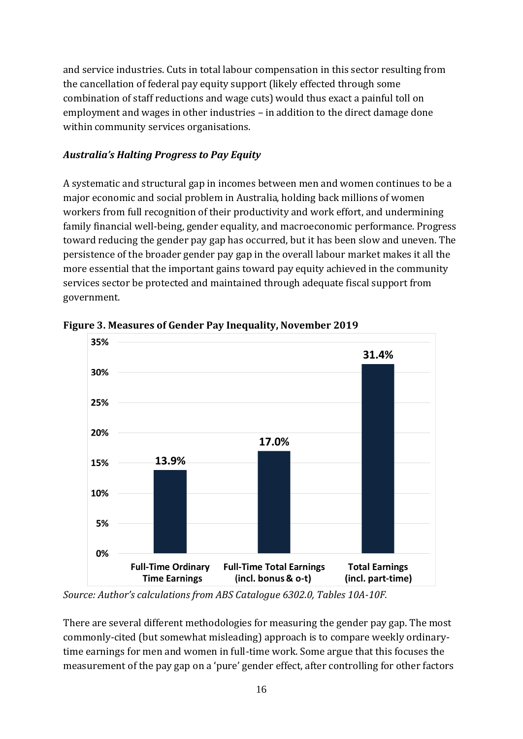and service industries. Cuts in total labour compensation in this sector resulting from the cancellation of federal pay equity support (likely effected through some combination of staff reductions and wage cuts) would thus exact a painful toll on employment and wages in other industries – in addition to the direct damage done within community services organisations.

### *Australia's Halting Progress to Pay Equity*

A systematic and structural gap in incomes between men and women continues to be a major economic and social problem in Australia, holding back millions of women workers from full recognition of their productivity and work effort, and undermining family financial well-being, gender equality, and macroeconomic performance. Progress toward reducing the gender pay gap has occurred, but it has been slow and uneven. The persistence of the broader gender pay gap in the overall labour market makes it all the more essential that the important gains toward pay equity achieved in the community services sector be protected and maintained through adequate fiscal support from government.

**Figure 3. Measures of Gender Pay Inequality, November 2019**

| Measure | Gender Pay Gap |
|---|---|
| Full-Time Ordinary Time Earnings | 13.9% |
| Full-Time Total Earnings (incl. bonus & o-t) | 17.0% |
| Total Earnings (incl. part-time) | 31.4% |

*Source: Author's calculations from ABS Catalogue 6302.0, Tables 10A-10F.*

There are several different methodologies for measuring the gender pay gap. The most commonly-cited (but somewhat misleading) approach is to compare weekly ordinary-time earnings for men and women in full-time work. Some argue that this focuses the measurement of the pay gap on a 'pure' gender effect, after controlling for other factors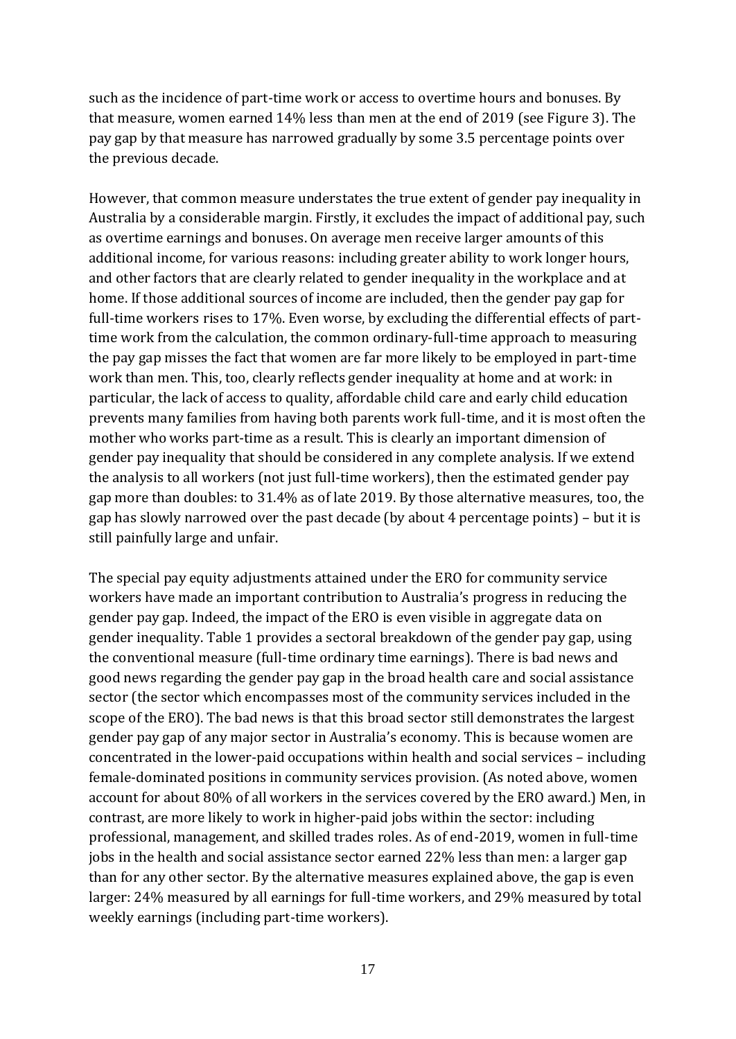such as the incidence of part-time work or access to overtime hours and bonuses. By that measure, women earned 14% less than men at the end of 2019 (see Figure 3). The pay gap by that measure has narrowed gradually by some 3.5 percentage points over the previous decade.

However, that common measure understates the true extent of gender pay inequality in Australia by a considerable margin. Firstly, it excludes the impact of additional pay, such as overtime earnings and bonuses. On average men receive larger amounts of this additional income, for various reasons: including greater ability to work longer hours, and other factors that are clearly related to gender inequality in the workplace and at home. If those additional sources of income are included, then the gender pay gap for full-time workers rises to 17%. Even worse, by excluding the differential effects of part-time work from the calculation, the common ordinary-full-time approach to measuring the pay gap misses the fact that women are far more likely to be employed in part-time work than men. This, too, clearly reflects gender inequality at home and at work: in particular, the lack of access to quality, affordable child care and early child education prevents many families from having both parents work full-time, and it is most often the mother who works part-time as a result. This is clearly an important dimension of gender pay inequality that should be considered in any complete analysis. If we extend the analysis to all workers (not just full-time workers), then the estimated gender pay gap more than doubles: to 31.4% as of late 2019. By those alternative measures, too, the gap has slowly narrowed over the past decade (by about 4 percentage points) – but it is still painfully large and unfair.

The special pay equity adjustments attained under the ERO for community service workers have made an important contribution to Australia's progress in reducing the gender pay gap. Indeed, the impact of the ERO is even visible in aggregate data on gender inequality. Table 1 provides a sectoral breakdown of the gender pay gap, using the conventional measure (full-time ordinary time earnings). There is bad news and good news regarding the gender pay gap in the broad health care and social assistance sector (the sector which encompasses most of the community services included in the scope of the ERO). The bad news is that this broad sector still demonstrates the largest gender pay gap of any major sector in Australia's economy. This is because women are concentrated in the lower-paid occupations within health and social services – including female-dominated positions in community services provision. (As noted above, women account for about 80% of all workers in the services covered by the ERO award.) Men, in contrast, are more likely to work in higher-paid jobs within the sector: including professional, management, and skilled trades roles. As of end-2019, women in full-time jobs in the health and social assistance sector earned 22% less than men: a larger gap than for any other sector. By the alternative measures explained above, the gap is even larger: 24% measured by all earnings for full-time workers, and 29% measured by total weekly earnings (including part-time workers).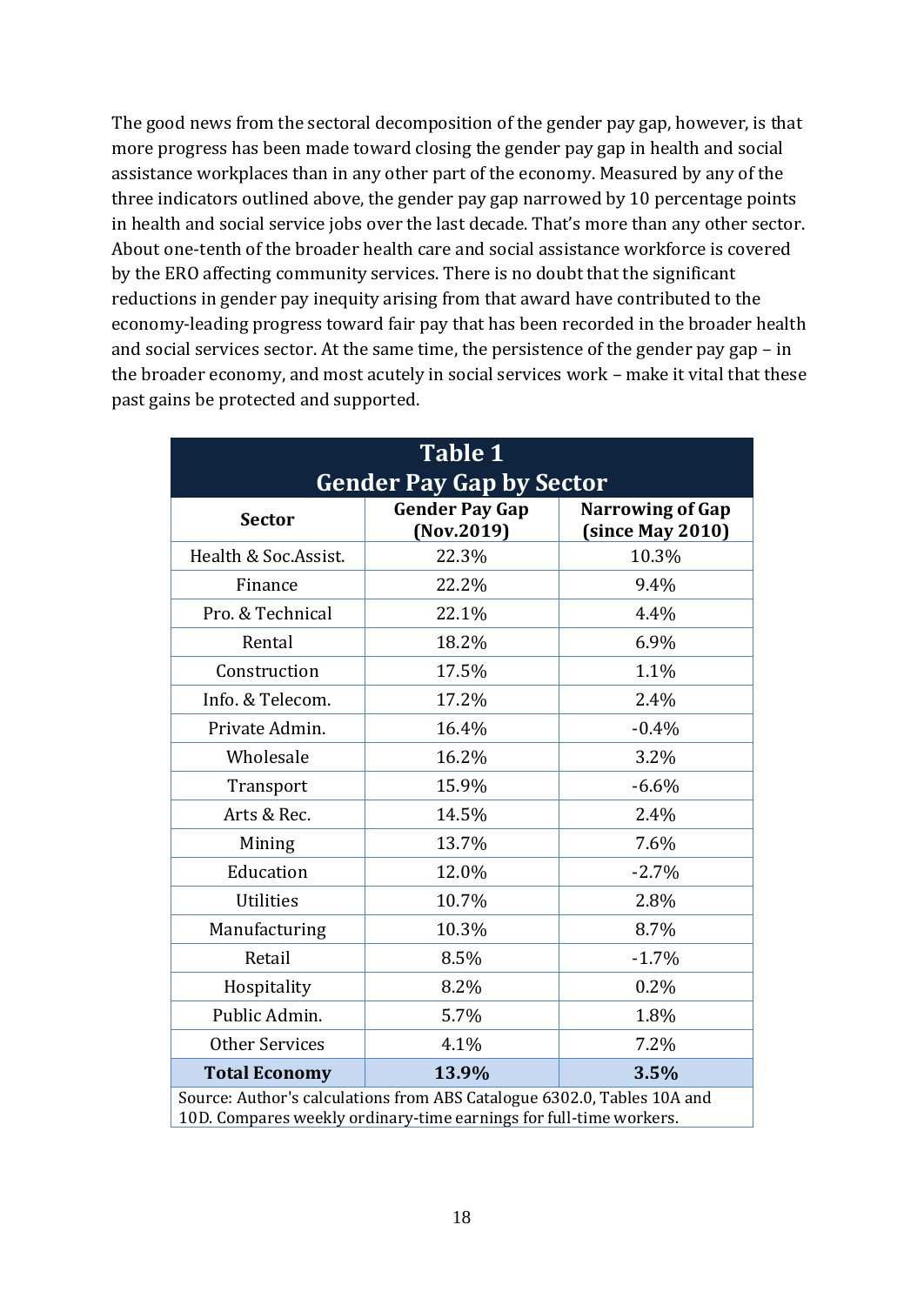The good news from the sectoral decomposition of the gender pay gap, however, is that more progress has been made toward closing the gender pay gap in health and social assistance workplaces than in any other part of the economy. Measured by any of the three indicators outlined above, the gender pay gap narrowed by 10 percentage points in health and social service jobs over the last decade. That's more than any other sector. About one-tenth of the broader health care and social assistance workforce is covered by the ERO affecting community services. There is no doubt that the significant reductions in gender pay inequity arising from that award have contributed to the economy-leading progress toward fair pay that has been recorded in the broader health and social services sector. At the same time, the persistence of the gender pay gap – in the broader economy, and most acutely in social services work – make it vital that these past gains be protected and supported.

**Table 1**
**Gender Pay Gap by Sector**

| Sector | Gender Pay Gap (Nov.2019) | Narrowing of Gap (since May 2010) |
|---|---|---|
| Health & Soc.Assist. | 22.3% | 10.3% |
| Finance | 22.2% | 9.4% |
| Pro. & Technical | 22.1% | 4.4% |
| Rental | 18.2% | 6.9% |
| Construction | 17.5% | 1.1% |
| Info. & Telecom. | 17.2% | 2.4% |
| Private Admin. | 16.4% | -0.4% |
| Wholesale | 16.2% | 3.2% |
| Transport | 15.9% | -6.6% |
| Arts & Rec. | 14.5% | 2.4% |
| Mining | 13.7% | 7.6% |
| Education | 12.0% | -2.7% |
| Utilities | 10.7% | 2.8% |
| Manufacturing | 10.3% | 8.7% |
| Retail | 8.5% | -1.7% |
| Hospitality | 8.2% | 0.2% |
| Public Admin. | 5.7% | 1.8% |
| Other Services | 4.1% | 7.2% |
| **Total Economy** | **13.9%** | **3.5%** |

Source: Author's calculations from ABS Catalogue 6302.0, Tables 10A and 10D. Compares weekly ordinary-time earnings for full-time workers.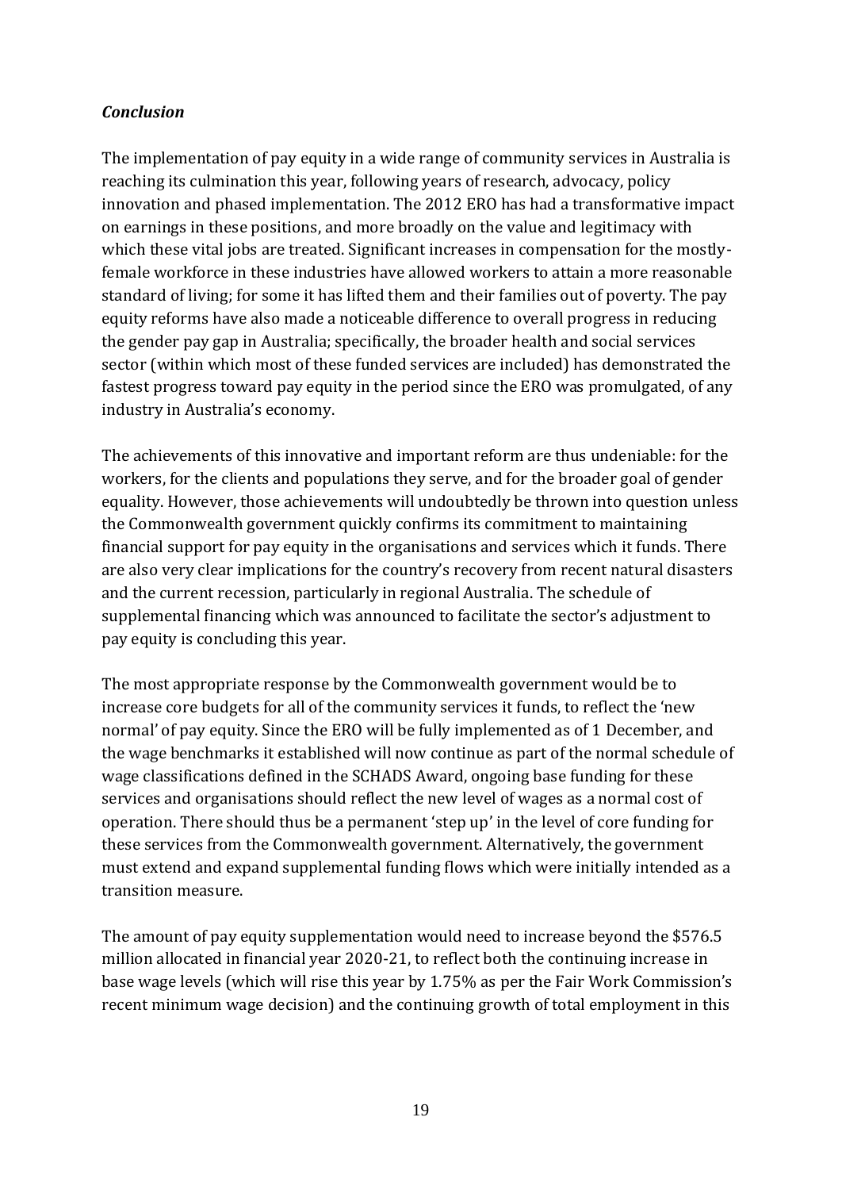***Conclusion***

The implementation of pay equity in a wide range of community services in Australia is reaching its culmination this year, following years of research, advocacy, policy innovation and phased implementation. The 2012 ERO has had a transformative impact on earnings in these positions, and more broadly on the value and legitimacy with which these vital jobs are treated. Significant increases in compensation for the mostly-female workforce in these industries have allowed workers to attain a more reasonable standard of living; for some it has lifted them and their families out of poverty. The pay equity reforms have also made a noticeable difference to overall progress in reducing the gender pay gap in Australia; specifically, the broader health and social services sector (within which most of these funded services are included) has demonstrated the fastest progress toward pay equity in the period since the ERO was promulgated, of any industry in Australia's economy.

The achievements of this innovative and important reform are thus undeniable: for the workers, for the clients and populations they serve, and for the broader goal of gender equality. However, those achievements will undoubtedly be thrown into question unless the Commonwealth government quickly confirms its commitment to maintaining financial support for pay equity in the organisations and services which it funds. There are also very clear implications for the country's recovery from recent natural disasters and the current recession, particularly in regional Australia. The schedule of supplemental financing which was announced to facilitate the sector's adjustment to pay equity is concluding this year.

The most appropriate response by the Commonwealth government would be to increase core budgets for all of the community services it funds, to reflect the 'new normal' of pay equity. Since the ERO will be fully implemented as of 1 December, and the wage benchmarks it established will now continue as part of the normal schedule of wage classifications defined in the SCHADS Award, ongoing base funding for these services and organisations should reflect the new level of wages as a normal cost of operation. There should thus be a permanent 'step up' in the level of core funding for these services from the Commonwealth government. Alternatively, the government must extend and expand supplemental funding flows which were initially intended as a transition measure.

The amount of pay equity supplementation would need to increase beyond the $576.5 million allocated in financial year 2020-21, to reflect both the continuing increase in base wage levels (which will rise this year by 1.75% as per the Fair Work Commission's recent minimum wage decision) and the continuing growth of total employment in this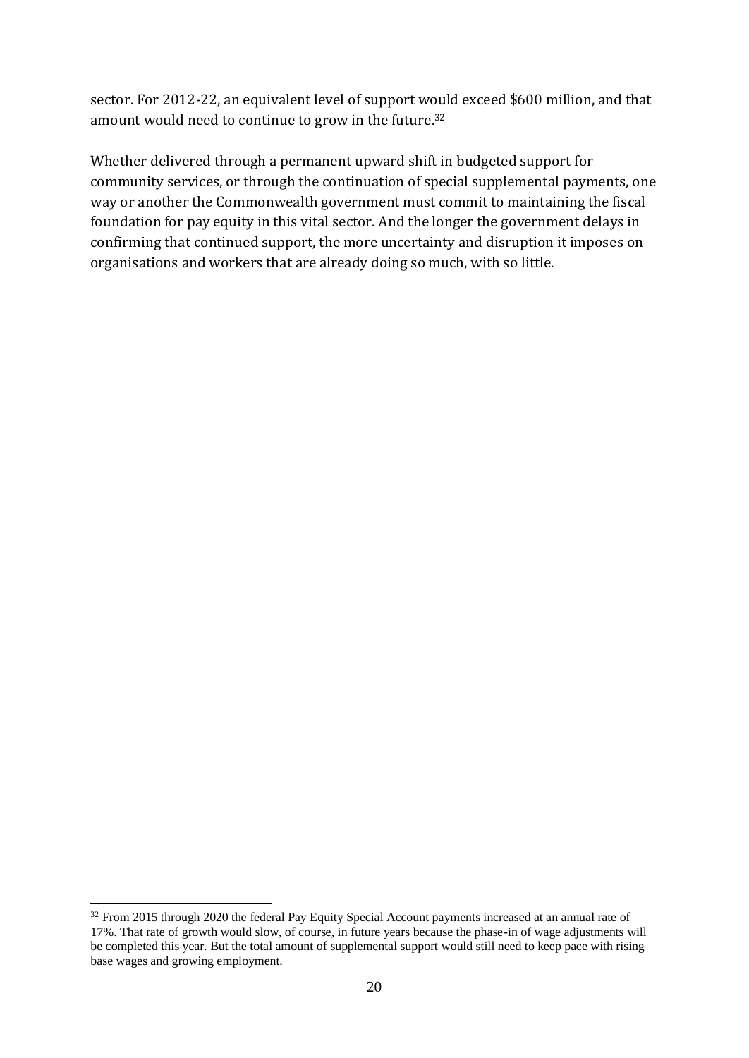sector. For 2012-22, an equivalent level of support would exceed $600 million, and that amount would need to continue to grow in the future.[32]

Whether delivered through a permanent upward shift in budgeted support for community services, or through the continuation of special supplemental payments, one way or another the Commonwealth government must commit to maintaining the fiscal foundation for pay equity in this vital sector. And the longer the government delays in confirming that continued support, the more uncertainty and disruption it imposes on organisations and workers that are already doing so much, with so little.

[32] From 2015 through 2020 the federal Pay Equity Special Account payments increased at an annual rate of 17%. That rate of growth would slow, of course, in future years because the phase-in of wage adjustments will be completed this year. But the total amount of supplemental support would still need to keep pace with rising base wages and growing employment.